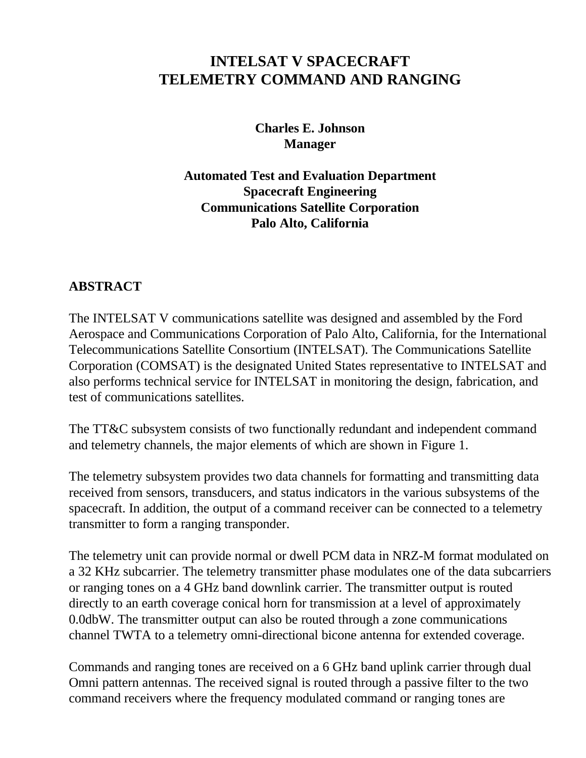# INTELSAT V SPACECRAFT TELEMETRY COMMAND AND RANGING

**Charles E. Johnson**
**Manager**

**Automated Test and Evaluation Department**
**Spacecraft Engineering**
**Communications Satellite Corporation**
**Palo Alto, California**

## ABSTRACT

The INTELSAT V communications satellite was designed and assembled by the Ford Aerospace and Communications Corporation of Palo Alto, California, for the International Telecommunications Satellite Consortium (INTELSAT). The Communications Satellite Corporation (COMSAT) is the designated United States representative to INTELSAT and also performs technical service for INTELSAT in monitoring the design, fabrication, and test of communications satellites.

The TT&C subsystem consists of two functionally redundant and independent command and telemetry channels, the major elements of which are shown in Figure 1.

The telemetry subsystem provides two data channels for formatting and transmitting data received from sensors, transducers, and status indicators in the various subsystems of the spacecraft. In addition, the output of a command receiver can be connected to a telemetry transmitter to form a ranging transponder.

The telemetry unit can provide normal or dwell PCM data in NRZ-M format modulated on a 32 KHz subcarrier. The telemetry transmitter phase modulates one of the data subcarriers or ranging tones on a 4 GHz band downlink carrier. The transmitter output is routed directly to an earth coverage conical horn for transmission at a level of approximately 0.0dbW. The transmitter output can also be routed through a zone communications channel TWTA to a telemetry omni-directional bicone antenna for extended coverage.

Commands and ranging tones are received on a 6 GHz band uplink carrier through dual Omni pattern antennas. The received signal is routed through a passive filter to the two command receivers where the frequency modulated command or ranging tones are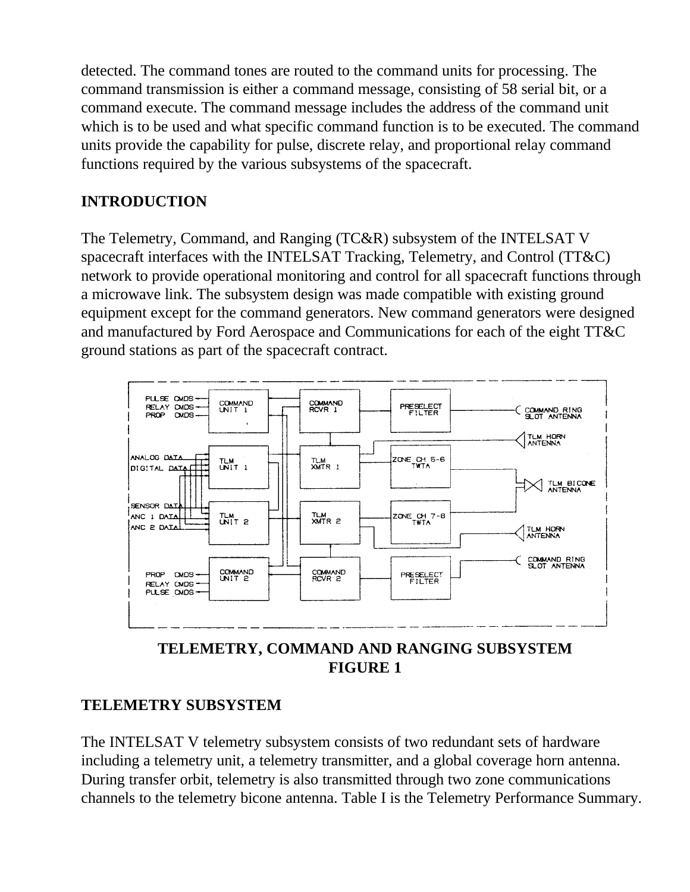detected. The command tones are routed to the command units for processing. The command transmission is either a command message, consisting of 58 serial bit, or a command execute. The command message includes the address of the command unit which is to be used and what specific command function is to be executed. The command units provide the capability for pulse, discrete relay, and proportional relay command functions required by the various subsystems of the spacecraft.

## INTRODUCTION

The Telemetry, Command, and Ranging (TC&R) subsystem of the INTELSAT V spacecraft interfaces with the INTELSAT Tracking, Telemetry, and Control (TT&C) network to provide operational monitoring and control for all spacecraft functions through a microwave link. The subsystem design was made compatible with existing ground equipment except for the command generators. New command generators were designed and manufactured by Ford Aerospace and Communications for each of the eight TT&C ground stations as part of the spacecraft contract.

**TELEMETRY, COMMAND AND RANGING SUBSYSTEM**
**FIGURE 1**

## TELEMETRY SUBSYSTEM

The INTELSAT V telemetry subsystem consists of two redundant sets of hardware including a telemetry unit, a telemetry transmitter, and a global coverage horn antenna. During transfer orbit, telemetry is also transmitted through two zone communications channels to the telemetry bicone antenna. Table I is the Telemetry Performance Summary.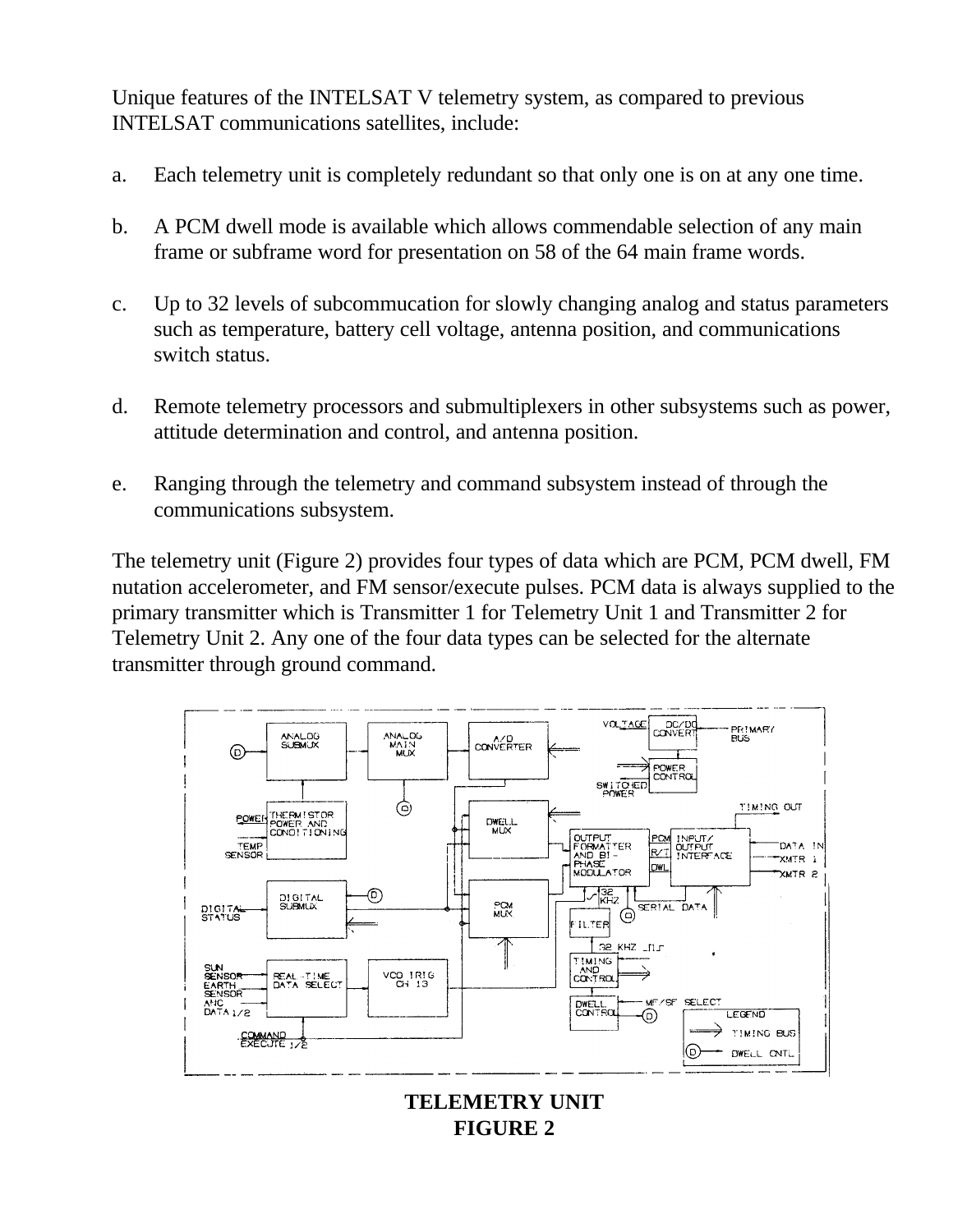Unique features of the INTELSAT V telemetry system, as compared to previous INTELSAT communications satellites, include:

a. Each telemetry unit is completely redundant so that only one is on at any one time.

b. A PCM dwell mode is available which allows commendable selection of any main frame or subframe word for presentation on 58 of the 64 main frame words.

c. Up to 32 levels of subcommucation for slowly changing analog and status parameters such as temperature, battery cell voltage, antenna position, and communications switch status.

d. Remote telemetry processors and submultiplexers in other subsystems such as power, attitude determination and control, and antenna position.

e. Ranging through the telemetry and command subsystem instead of through the communications subsystem.

The telemetry unit (Figure 2) provides four types of data which are PCM, PCM dwell, FM nutation accelerometer, and FM sensor/execute pulses. PCM data is always supplied to the primary transmitter which is Transmitter 1 for Telemetry Unit 1 and Transmitter 2 for Telemetry Unit 2. Any one of the four data types can be selected for the alternate transmitter through ground command.

**TELEMETRY UNIT**
**FIGURE 2**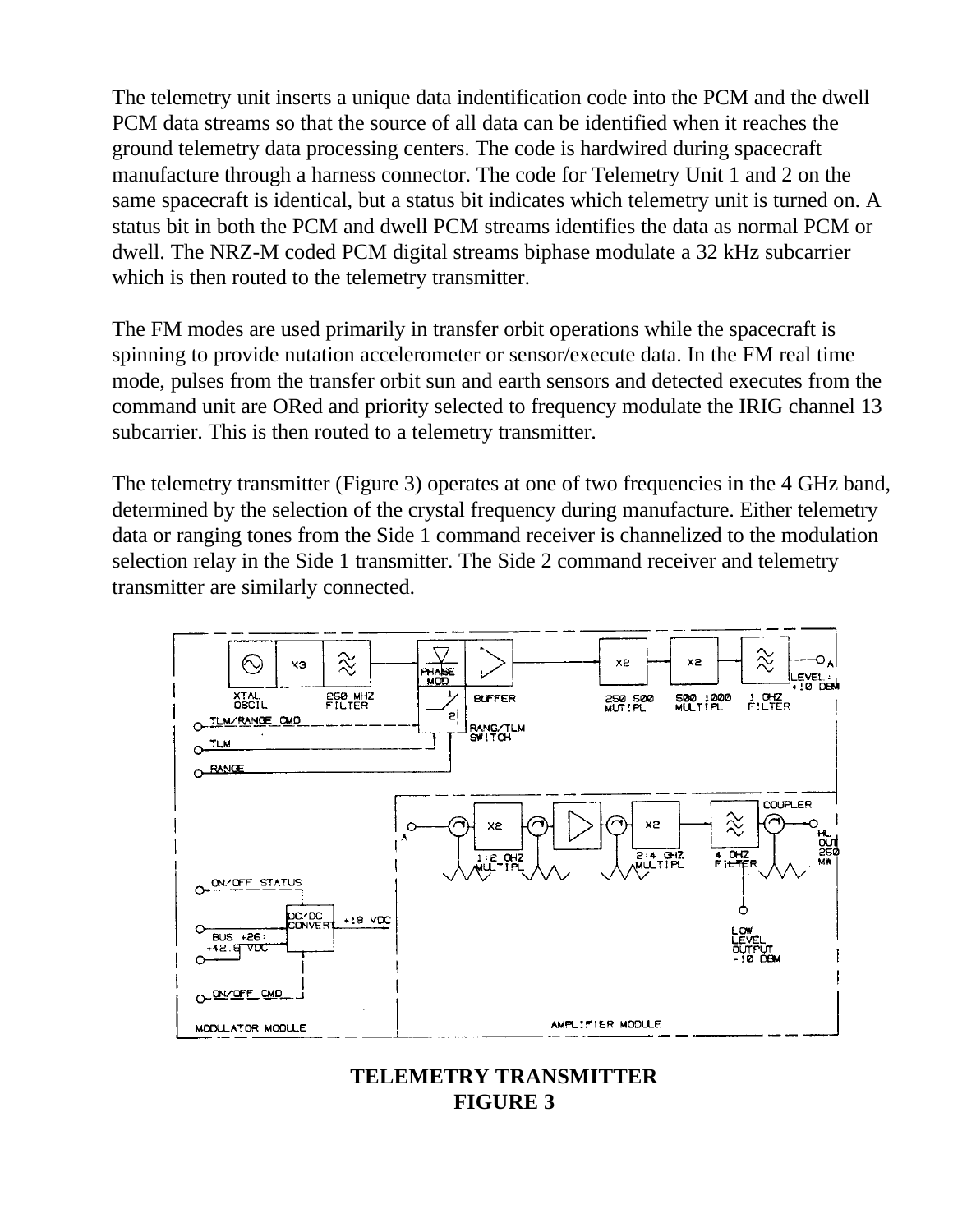The telemetry unit inserts a unique data indentification code into the PCM and the dwell PCM data streams so that the source of all data can be identified when it reaches the ground telemetry data processing centers. The code is hardwired during spacecraft manufacture through a harness connector. The code for Telemetry Unit 1 and 2 on the same spacecraft is identical, but a status bit indicates which telemetry unit is turned on. A status bit in both the PCM and dwell PCM streams identifies the data as normal PCM or dwell. The NRZ-M coded PCM digital streams biphase modulate a 32 kHz subcarrier which is then routed to the telemetry transmitter.

The FM modes are used primarily in transfer orbit operations while the spacecraft is spinning to provide nutation accelerometer or sensor/execute data. In the FM real time mode, pulses from the transfer orbit sun and earth sensors and detected executes from the command unit are ORed and priority selected to frequency modulate the IRIG channel 13 subcarrier. This is then routed to a telemetry transmitter.

The telemetry transmitter (Figure 3) operates at one of two frequencies in the 4 GHz band, determined by the selection of the crystal frequency during manufacture. Either telemetry data or ranging tones from the Side 1 command receiver is channelized to the modulation selection relay in the Side 1 transmitter. The Side 2 command receiver and telemetry transmitter are similarly connected.

**TELEMETRY TRANSMITTER**
**FIGURE 3**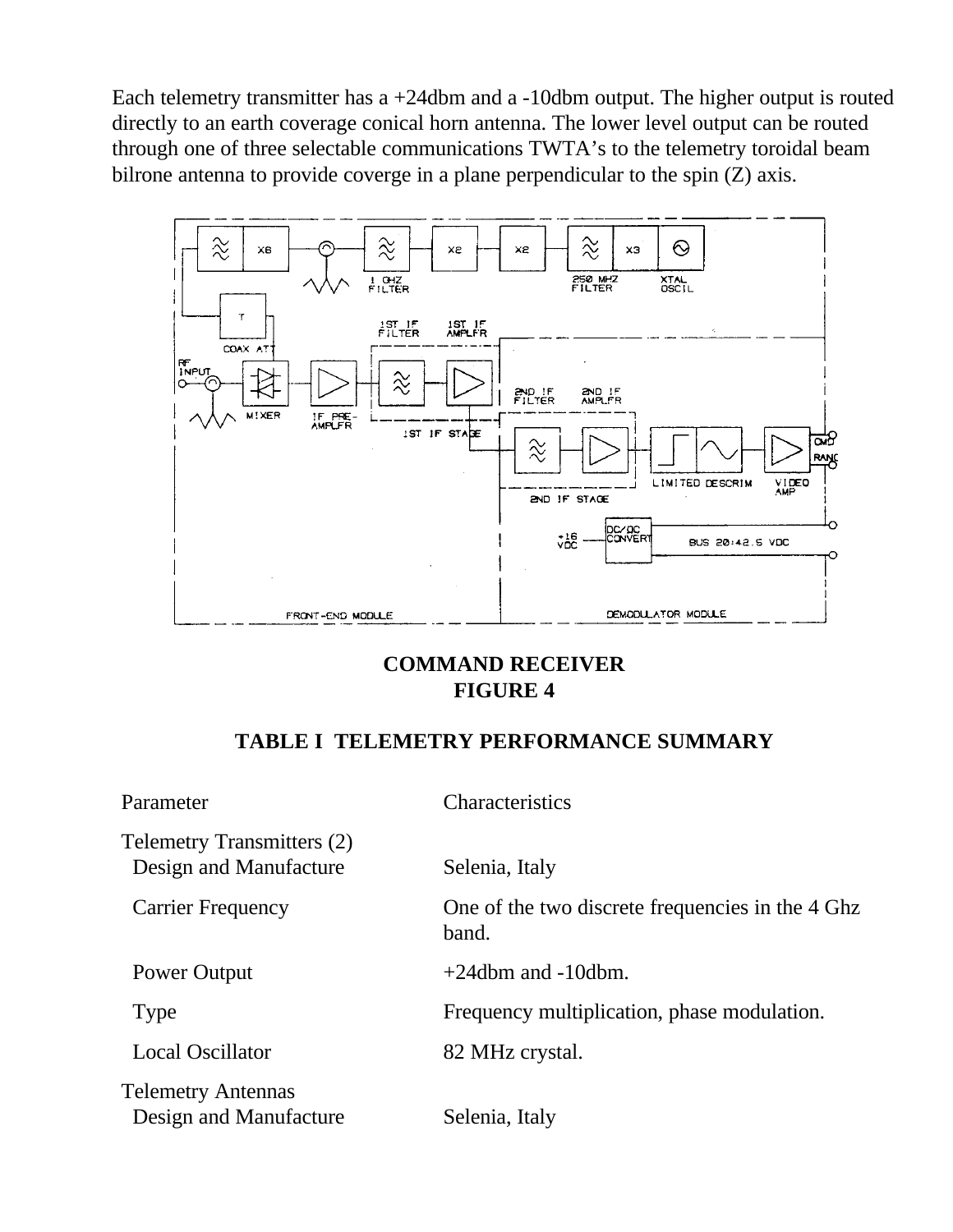Each telemetry transmitter has a +24dbm and a -10dbm output. The higher output is routed directly to an earth coverage conical horn antenna. The lower level output can be routed through one of three selectable communications TWTA's to the telemetry toroidal beam bilrone antenna to provide coverge in a plane perpendicular to the spin (Z) axis.

**COMMAND RECEIVER**
**FIGURE 4**

**TABLE I TELEMETRY PERFORMANCE SUMMARY**

| Parameter | Characteristics |
|---|---|
| Telemetry Transmitters (2) | |
| Design and Manufacture | Selenia, Italy |
| Carrier Frequency | One of the two discrete frequencies in the 4 Ghz band. |
| Power Output | +24dbm and -10dbm. |
| Type | Frequency multiplication, phase modulation. |
| Local Oscillator | 82 MHz crystal. |
| Telemetry Antennas | |
| Design and Manufacture | Selenia, Italy |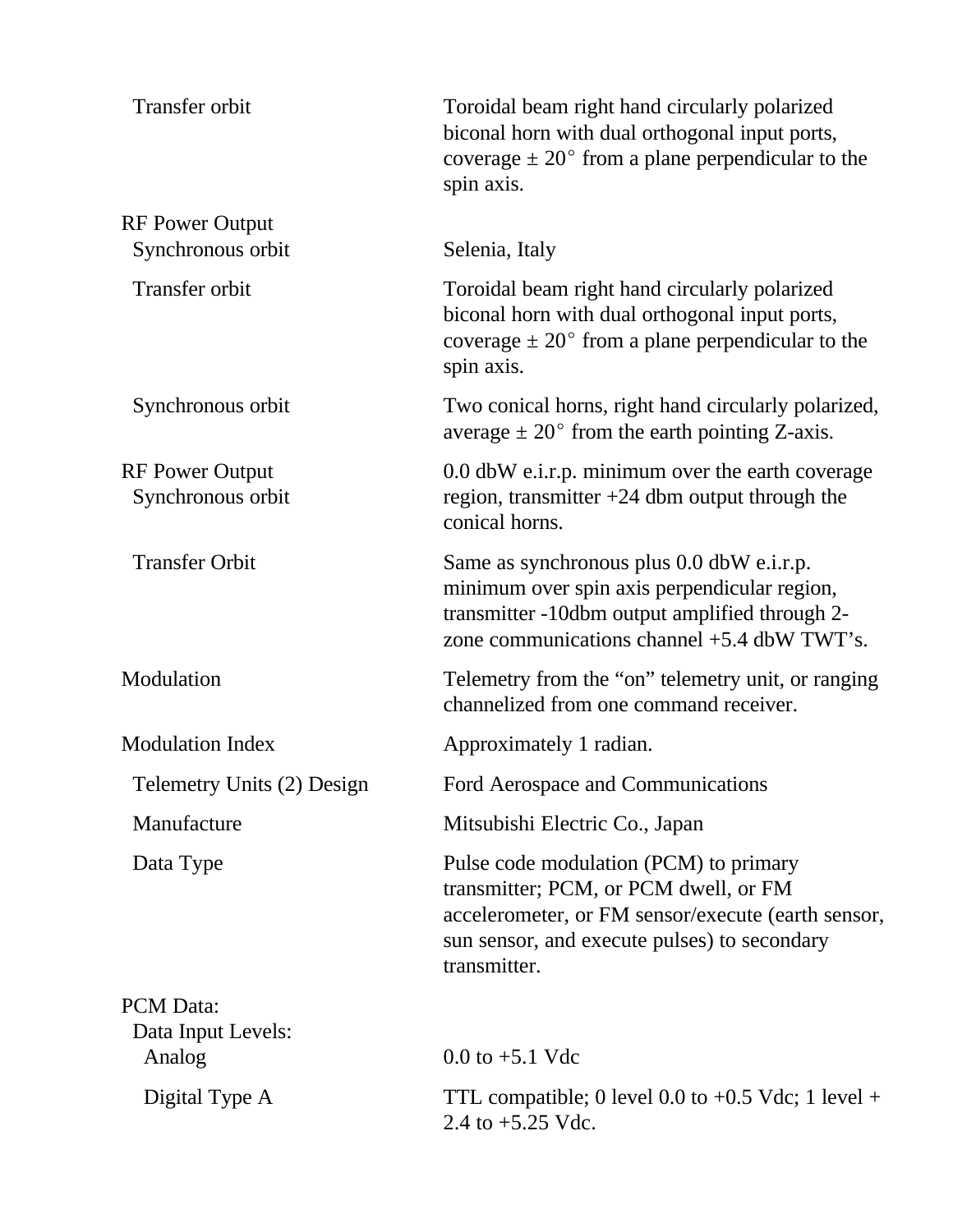| | |
|---|---|
| Transfer orbit | Toroidal beam right hand circularly polarized biconal horn with dual orthogonal input ports, coverage ± 20° from a plane perpendicular to the spin axis. |
| RF Power Output | |
| Synchronous orbit | Selenia, Italy |
| Transfer orbit | Toroidal beam right hand circularly polarized biconal horn with dual orthogonal input ports, coverage ± 20° from a plane perpendicular to the spin axis. |
| Synchronous orbit | Two conical horns, right hand circularly polarized, average ± 20° from the earth pointing Z-axis. |
| RF Power Output Synchronous orbit | 0.0 dbW e.i.r.p. minimum over the earth coverage region, transmitter +24 dbm output through the conical horns. |
| Transfer Orbit | Same as synchronous plus 0.0 dbW e.i.r.p. minimum over spin axis perpendicular region, transmitter -10dbm output amplified through 2-zone communications channel +5.4 dbW TWT's. |
| Modulation | Telemetry from the "on" telemetry unit, or ranging channelized from one command receiver. |
| Modulation Index | Approximately 1 radian. |
| Telemetry Units (2) Design | Ford Aerospace and Communications |
| Manufacture | Mitsubishi Electric Co., Japan |
| Data Type | Pulse code modulation (PCM) to primary transmitter; PCM, or PCM dwell, or FM accelerometer, or FM sensor/execute (earth sensor, sun sensor, and execute pulses) to secondary transmitter. |
| PCM Data: | |
| Data Input Levels: | |
| Analog | 0.0 to +5.1 Vdc |
| Digital Type A | TTL compatible; 0 level 0.0 to +0.5 Vdc; 1 level + 2.4 to +5.25 Vdc. |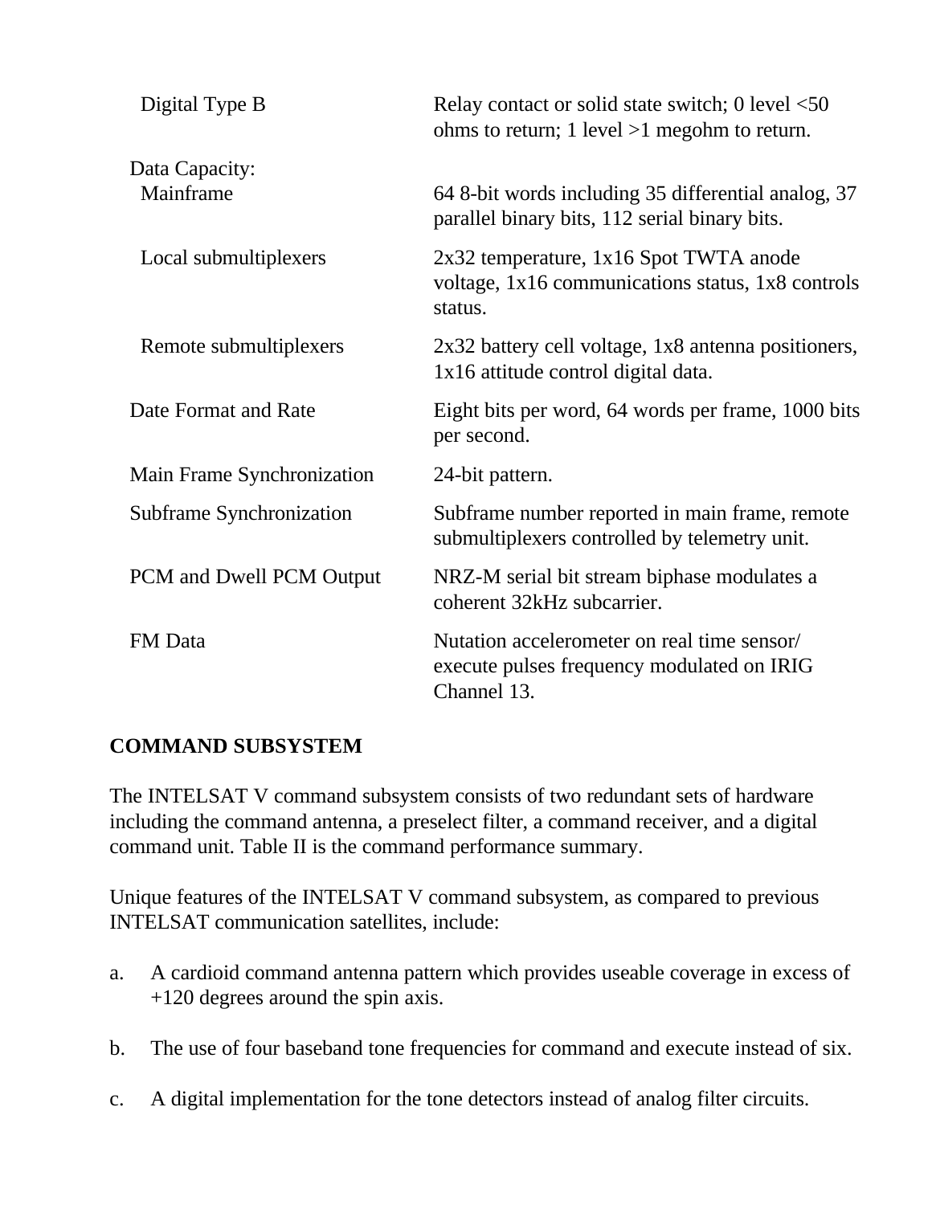| | |
|---|---|
| Digital Type B | Relay contact or solid state switch; 0 level <50 ohms to return; 1 level >1 megohm to return. |
| Data Capacity: | |
| Mainframe | 64 8-bit words including 35 differential analog, 37 parallel binary bits, 112 serial binary bits. |
| Local submultiplexers | 2x32 temperature, 1x16 Spot TWTA anode voltage, 1x16 communications status, 1x8 controls status. |
| Remote submultiplexers | 2x32 battery cell voltage, 1x8 antenna positioners, 1x16 attitude control digital data. |
| Date Format and Rate | Eight bits per word, 64 words per frame, 1000 bits per second. |
| Main Frame Synchronization | 24-bit pattern. |
| Subframe Synchronization | Subframe number reported in main frame, remote submultiplexers controlled by telemetry unit. |
| PCM and Dwell PCM Output | NRZ-M serial bit stream biphase modulates a coherent 32kHz subcarrier. |
| FM Data | Nutation accelerometer on real time sensor/ execute pulses frequency modulated on IRIG Channel 13. |

**COMMAND SUBSYSTEM**

The INTELSAT V command subsystem consists of two redundant sets of hardware including the command antenna, a preselect filter, a command receiver, and a digital command unit. Table II is the command performance summary.

Unique features of the INTELSAT V command subsystem, as compared to previous INTELSAT communication satellites, include:

a. A cardioid command antenna pattern which provides useable coverage in excess of +120 degrees around the spin axis.

b. The use of four baseband tone frequencies for command and execute instead of six.

c. A digital implementation for the tone detectors instead of analog filter circuits.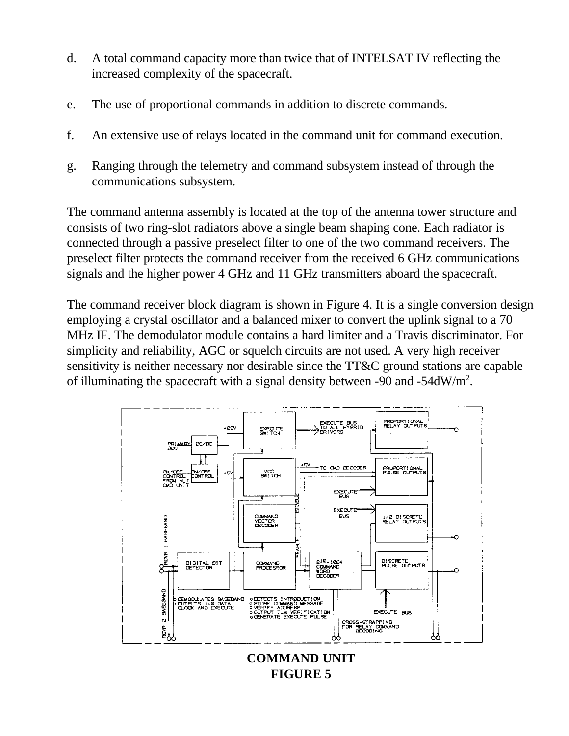d. A total command capacity more than twice that of INTELSAT IV reflecting the increased complexity of the spacecraft.

e. The use of proportional commands in addition to discrete commands.

f. An extensive use of relays located in the command unit for command execution.

g. Ranging through the telemetry and command subsystem instead of through the communications subsystem.

The command antenna assembly is located at the top of the antenna tower structure and consists of two ring-slot radiators above a single beam shaping cone. Each radiator is connected through a passive preselect filter to one of the two command receivers. The preselect filter protects the command receiver from the received 6 GHz communications signals and the higher power 4 GHz and 11 GHz transmitters aboard the spacecraft.

The command receiver block diagram is shown in Figure 4. It is a single conversion design employing a crystal oscillator and a balanced mixer to convert the uplink signal to a 70 MHz IF. The demodulator module contains a hard limiter and a Travis discriminator. For simplicity and reliability, AGC or squelch circuits are not used. A very high receiver sensitivity is neither necessary nor desirable since the TT&C ground stations are capable of illuminating the spacecraft with a signal density between -90 and -54dW/m$^2$.

**COMMAND UNIT**
**FIGURE 5**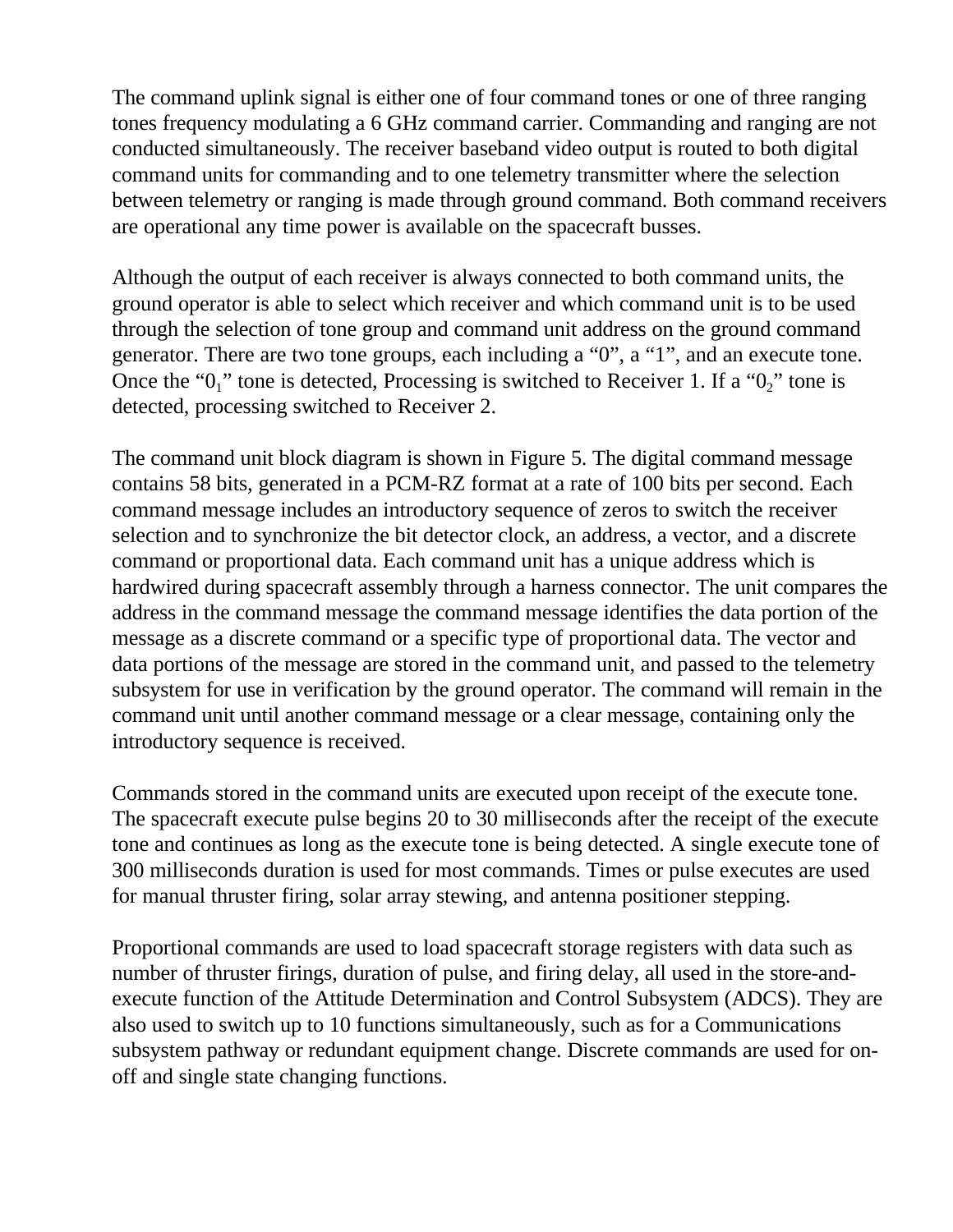The command uplink signal is either one of four command tones or one of three ranging tones frequency modulating a 6 GHz command carrier. Commanding and ranging are not conducted simultaneously. The receiver baseband video output is routed to both digital command units for commanding and to one telemetry transmitter where the selection between telemetry or ranging is made through ground command. Both command receivers are operational any time power is available on the spacecraft busses.

Although the output of each receiver is always connected to both command units, the ground operator is able to select which receiver and which command unit is to be used through the selection of tone group and command unit address on the ground command generator. There are two tone groups, each including a "0", a "1", and an execute tone. Once the "$0_1$" tone is detected, Processing is switched to Receiver 1. If a "$0_2$" tone is detected, processing switched to Receiver 2.

The command unit block diagram is shown in Figure 5. The digital command message contains 58 bits, generated in a PCM-RZ format at a rate of 100 bits per second. Each command message includes an introductory sequence of zeros to switch the receiver selection and to synchronize the bit detector clock, an address, a vector, and a discrete command or proportional data. Each command unit has a unique address which is hardwired during spacecraft assembly through a harness connector. The unit compares the address in the command message the command message identifies the data portion of the message as a discrete command or a specific type of proportional data. The vector and data portions of the message are stored in the command unit, and passed to the telemetry subsystem for use in verification by the ground operator. The command will remain in the command unit until another command message or a clear message, containing only the introductory sequence is received.

Commands stored in the command units are executed upon receipt of the execute tone. The spacecraft execute pulse begins 20 to 30 milliseconds after the receipt of the execute tone and continues as long as the execute tone is being detected. A single execute tone of 300 milliseconds duration is used for most commands. Times or pulse executes are used for manual thruster firing, solar array stewing, and antenna positioner stepping.

Proportional commands are used to load spacecraft storage registers with data such as number of thruster firings, duration of pulse, and firing delay, all used in the store-and-execute function of the Attitude Determination and Control Subsystem (ADCS). They are also used to switch up to 10 functions simultaneously, such as for a Communications subsystem pathway or redundant equipment change. Discrete commands are used for on-off and single state changing functions.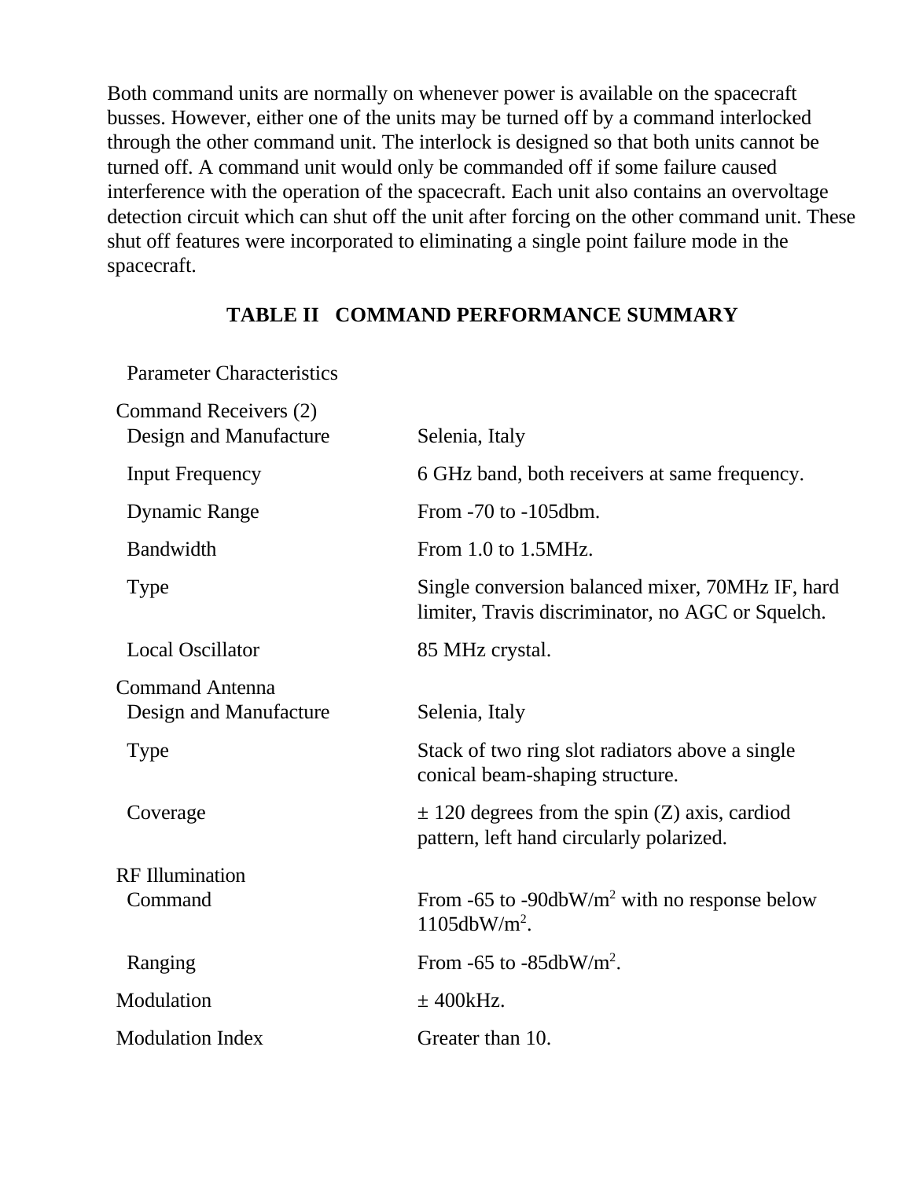Both command units are normally on whenever power is available on the spacecraft busses. However, either one of the units may be turned off by a command interlocked through the other command unit. The interlock is designed so that both units cannot be turned off. A command unit would only be commanded off if some failure caused interference with the operation of the spacecraft. Each unit also contains an overvoltage detection circuit which can shut off the unit after forcing on the other command unit. These shut off features were incorporated to eliminating a single point failure mode in the spacecraft.

### TABLE II COMMAND PERFORMANCE SUMMARY

| Parameter Characteristics | |
|---|---|
| **Command Receivers (2)** | |
| Design and Manufacture | Selenia, Italy |
| Input Frequency | 6 GHz band, both receivers at same frequency. |
| Dynamic Range | From -70 to -105dbm. |
| Bandwidth | From 1.0 to 1.5MHz. |
| Type | Single conversion balanced mixer, 70MHz IF, hard limiter, Travis discriminator, no AGC or Squelch. |
| Local Oscillator | 85 MHz crystal. |
| **Command Antenna** | |
| Design and Manufacture | Selenia, Italy |
| Type | Stack of two ring slot radiators above a single conical beam-shaping structure. |
| Coverage | ± 120 degrees from the spin (Z) axis, cardiod pattern, left hand circularly polarized. |
| **RF Illumination** | |
| Command | From -65 to -90dbW/m$^2$ with no response below 1105dbW/m$^2$. |
| Ranging | From -65 to -85dbW/m$^2$. |
| Modulation | ± 400kHz. |
| Modulation Index | Greater than 10. |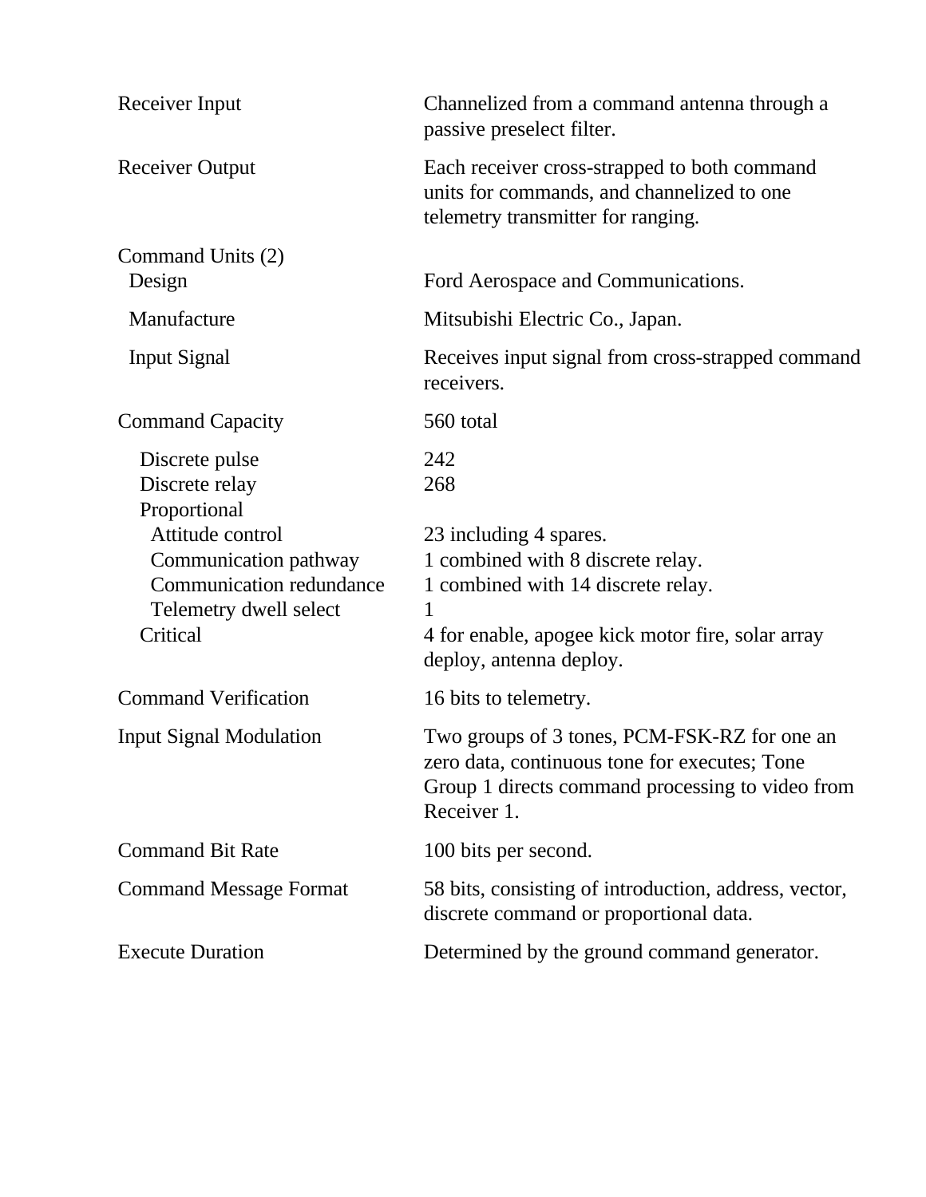| | |
|---|---|
| Receiver Input | Channelized from a command antenna through a passive preselect filter. |
| Receiver Output | Each receiver cross-strapped to both command units for commands, and channelized to one telemetry transmitter for ranging. |
| Command Units (2) | |
| Design | Ford Aerospace and Communications. |
| Manufacture | Mitsubishi Electric Co., Japan. |
| Input Signal | Receives input signal from cross-strapped command receivers. |
| Command Capacity | 560 total |
| Discrete pulse | 242 |
| Discrete relay | 268 |
| Proportional | |
| Attitude control | 23 including 4 spares. |
| Communication pathway | 1 combined with 8 discrete relay. |
| Communication redundance | 1 combined with 14 discrete relay. |
| Telemetry dwell select | 1 |
| Critical | 4 for enable, apogee kick motor fire, solar array deploy, antenna deploy. |
| Command Verification | 16 bits to telemetry. |
| Input Signal Modulation | Two groups of 3 tones, PCM-FSK-RZ for one an zero data, continuous tone for executes; Tone Group 1 directs command processing to video from Receiver 1. |
| Command Bit Rate | 100 bits per second. |
| Command Message Format | 58 bits, consisting of introduction, address, vector, discrete command or proportional data. |
| Execute Duration | Determined by the ground command generator. |